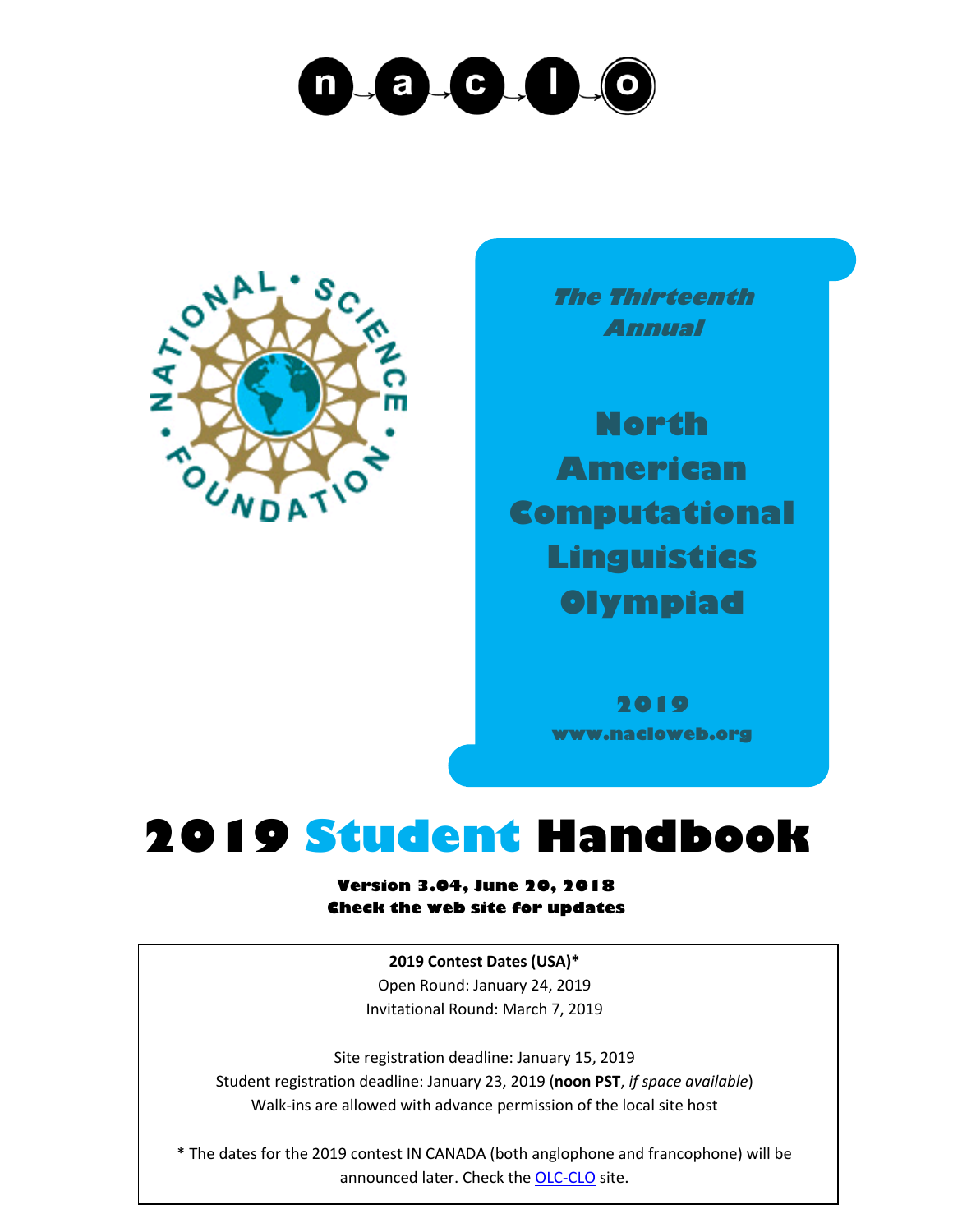n a c l o

NATIONAL • SCIENCE • FOUNDATION

*The Thirteenth Annual*

**North American Computational Linguistics Olympiad**

**2019**

**www.nacloweb.org**

# 2019 Student Handbook

**Version 3.04, June 20, 2018**
**Check the web site for updates**

**2019 Contest Dates (USA)***

Open Round: January 24, 2019

Invitational Round: March 7, 2019

Site registration deadline: January 15, 2019

Student registration deadline: January 23, 2019 (**noon PST**, *if space available*)

Walk-ins are allowed with advance permission of the local site host

* The dates for the 2019 contest IN CANADA (both anglophone and francophone) will be announced later. Check the OLC-CLO site.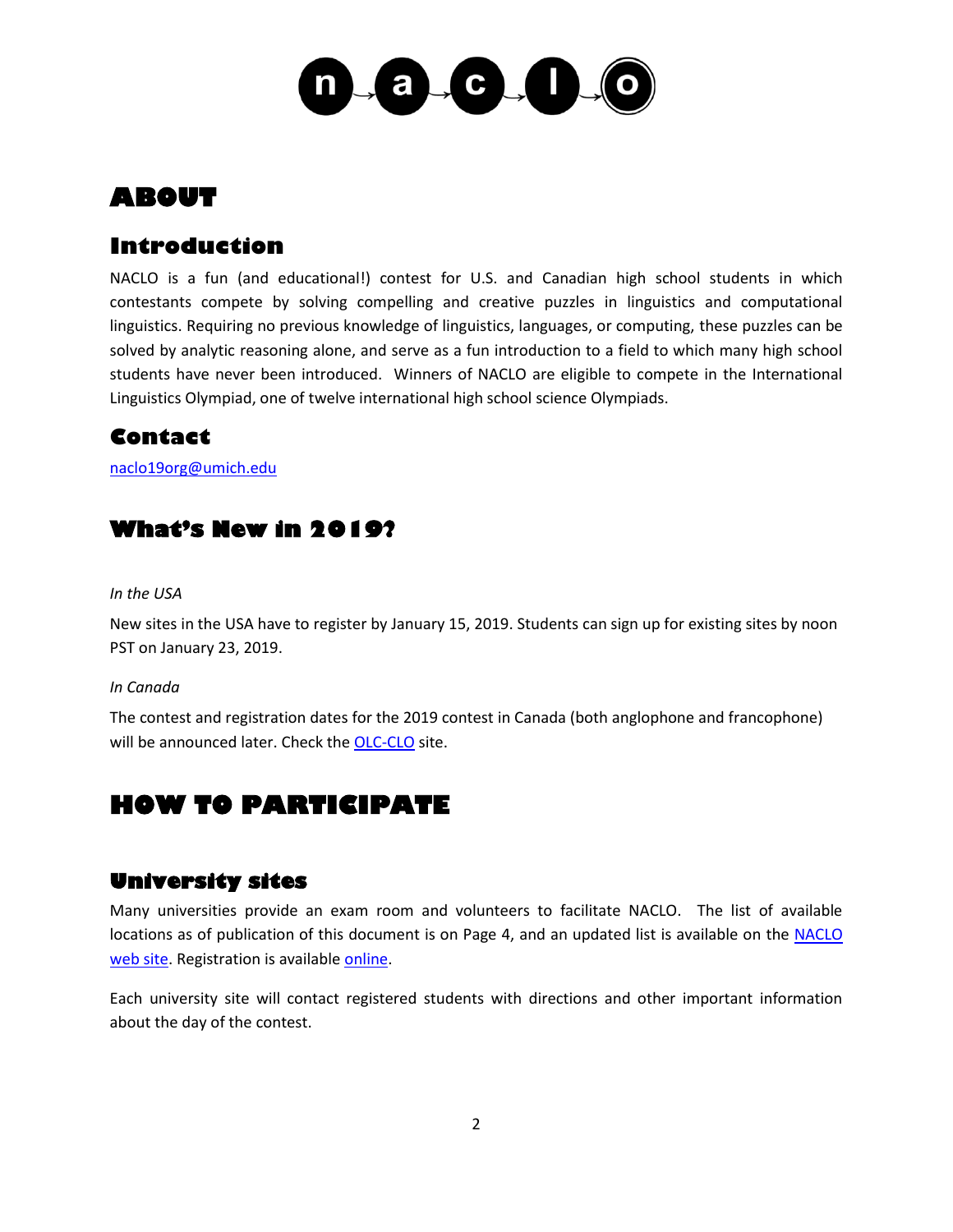# ABOUT

## Introduction

NACLO is a fun (and educational!) contest for U.S. and Canadian high school students in which contestants compete by solving compelling and creative puzzles in linguistics and computational linguistics. Requiring no previous knowledge of linguistics, languages, or computing, these puzzles can be solved by analytic reasoning alone, and serve as a fun introduction to a field to which many high school students have never been introduced. Winners of NACLO are eligible to compete in the International Linguistics Olympiad, one of twelve international high school science Olympiads.

## Contact

naclo19org@umich.edu

## What's New in 2019?

*In the USA*

New sites in the USA have to register by January 15, 2019. Students can sign up for existing sites by noon PST on January 23, 2019.

*In Canada*

The contest and registration dates for the 2019 contest in Canada (both anglophone and francophone) will be announced later. Check the OLC-CLO site.

# HOW TO PARTICIPATE

## University sites

Many universities provide an exam room and volunteers to facilitate NACLO. The list of available locations as of publication of this document is on Page 4, and an updated list is available on the NACLO web site. Registration is available online.

Each university site will contact registered students with directions and other important information about the day of the contest.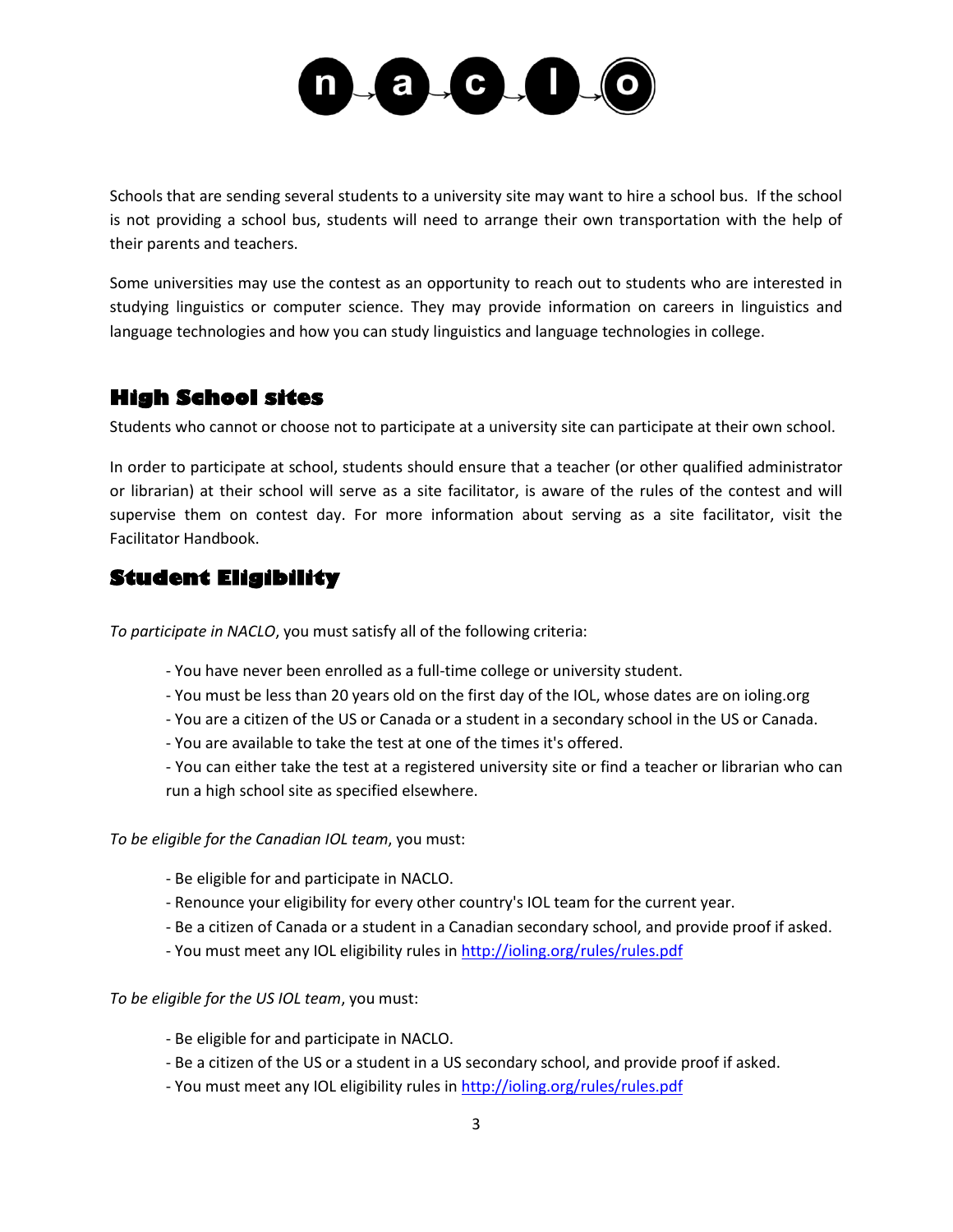Schools that are sending several students to a university site may want to hire a school bus. If the school is not providing a school bus, students will need to arrange their own transportation with the help of their parents and teachers.

Some universities may use the contest as an opportunity to reach out to students who are interested in studying linguistics or computer science. They may provide information on careers in linguistics and language technologies and how you can study linguistics and language technologies in college.

## High School sites

Students who cannot or choose not to participate at a university site can participate at their own school.

In order to participate at school, students should ensure that a teacher (or other qualified administrator or librarian) at their school will serve as a site facilitator, is aware of the rules of the contest and will supervise them on contest day. For more information about serving as a site facilitator, visit the Facilitator Handbook.

## Student Eligibility

*To participate in NACLO*, you must satisfy all of the following criteria:

- You have never been enrolled as a full-time college or university student.
- You must be less than 20 years old on the first day of the IOL, whose dates are on ioling.org
- You are a citizen of the US or Canada or a student in a secondary school in the US or Canada.
- You are available to take the test at one of the times it's offered.
- You can either take the test at a registered university site or find a teacher or librarian who can run a high school site as specified elsewhere.

*To be eligible for the Canadian IOL team*, you must:

- Be eligible for and participate in NACLO.
- Renounce your eligibility for every other country's IOL team for the current year.
- Be a citizen of Canada or a student in a Canadian secondary school, and provide proof if asked.
- You must meet any IOL eligibility rules in [http://ioling.org/rules/rules.pdf](http://ioling.org/rules/rules.pdf)

*To be eligible for the US IOL team*, you must:

- Be eligible for and participate in NACLO.
- Be a citizen of the US or a student in a US secondary school, and provide proof if asked.
- You must meet any IOL eligibility rules in [http://ioling.org/rules/rules.pdf](http://ioling.org/rules/rules.pdf)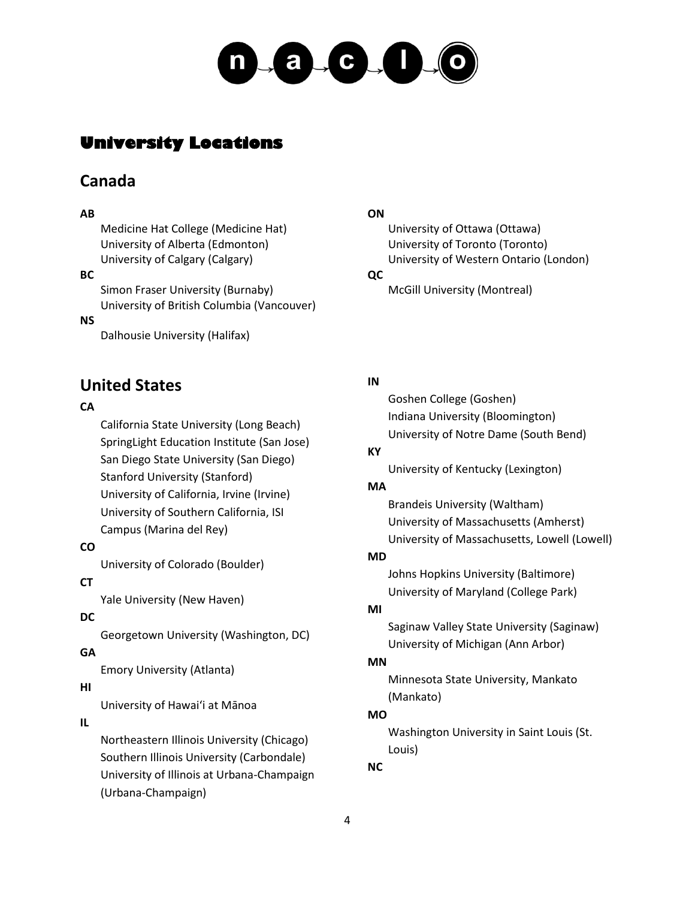# University Locations

## Canada

**AB**

Medicine Hat College (Medicine Hat)
University of Alberta (Edmonton)
University of Calgary (Calgary)

**BC**

Simon Fraser University (Burnaby)
University of British Columbia (Vancouver)

**NS**

Dalhousie University (Halifax)

**ON**

University of Ottawa (Ottawa)
University of Toronto (Toronto)
University of Western Ontario (London)

**QC**

McGill University (Montreal)

## United States

**CA**

California State University (Long Beach)
SpringLight Education Institute (San Jose)
San Diego State University (San Diego)
Stanford University (Stanford)
University of California, Irvine (Irvine)
University of Southern California, ISI Campus (Marina del Rey)

**CO**

University of Colorado (Boulder)

**CT**

Yale University (New Haven)

**DC**

Georgetown University (Washington, DC)

**GA**

Emory University (Atlanta)

**HI**

University of Hawaiʻi at Mānoa

**IL**

Northeastern Illinois University (Chicago)
Southern Illinois University (Carbondale)
University of Illinois at Urbana-Champaign (Urbana-Champaign)

**IN**

Goshen College (Goshen)
Indiana University (Bloomington)
University of Notre Dame (South Bend)

**KY**

University of Kentucky (Lexington)

**MA**

Brandeis University (Waltham)
University of Massachusetts (Amherst)
University of Massachusetts, Lowell (Lowell)

**MD**

Johns Hopkins University (Baltimore)
University of Maryland (College Park)

**MI**

Saginaw Valley State University (Saginaw)
University of Michigan (Ann Arbor)

**MN**

Minnesota State University, Mankato (Mankato)

**MO**

Washington University in Saint Louis (St. Louis)

**NC**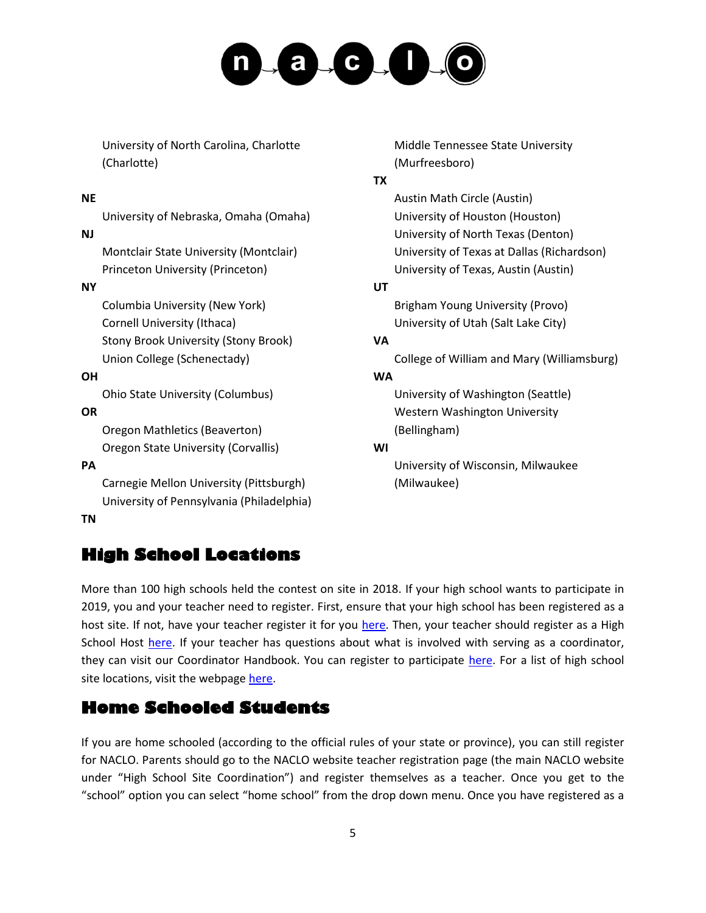University of North Carolina, Charlotte (Charlotte)

**NE**

University of Nebraska, Omaha (Omaha)

**NJ**

Montclair State University (Montclair)
Princeton University (Princeton)

**NY**

Columbia University (New York)
Cornell University (Ithaca)
Stony Brook University (Stony Brook)
Union College (Schenectady)

**OH**

Ohio State University (Columbus)

**OR**

Oregon Mathletics (Beaverton)
Oregon State University (Corvallis)

**PA**

Carnegie Mellon University (Pittsburgh)
University of Pennsylvania (Philadelphia)

**TN**

Middle Tennessee State University (Murfreesboro)

**TX**

Austin Math Circle (Austin)
University of Houston (Houston)
University of North Texas (Denton)
University of Texas at Dallas (Richardson)
University of Texas, Austin (Austin)

**UT**

Brigham Young University (Provo)
University of Utah (Salt Lake City)

**VA**

College of William and Mary (Williamsburg)

**WA**

University of Washington (Seattle)
Western Washington University (Bellingham)

**WI**

University of Wisconsin, Milwaukee (Milwaukee)

## High School Locations

More than 100 high schools held the contest on site in 2018. If your high school wants to participate in 2019, you and your teacher need to register. First, ensure that your high school has been registered as a host site. If not, have your teacher register it for you here. Then, your teacher should register as a High School Host here. If your teacher has questions about what is involved with serving as a coordinator, they can visit our Coordinator Handbook. You can register to participate here. For a list of high school site locations, visit the webpage here.

## Home Schooled Students

If you are home schooled (according to the official rules of your state or province), you can still register for NACLO. Parents should go to the NACLO website teacher registration page (the main NACLO website under "High School Site Coordination") and register themselves as a teacher. Once you get to the "school" option you can select "home school" from the drop down menu. Once you have registered as a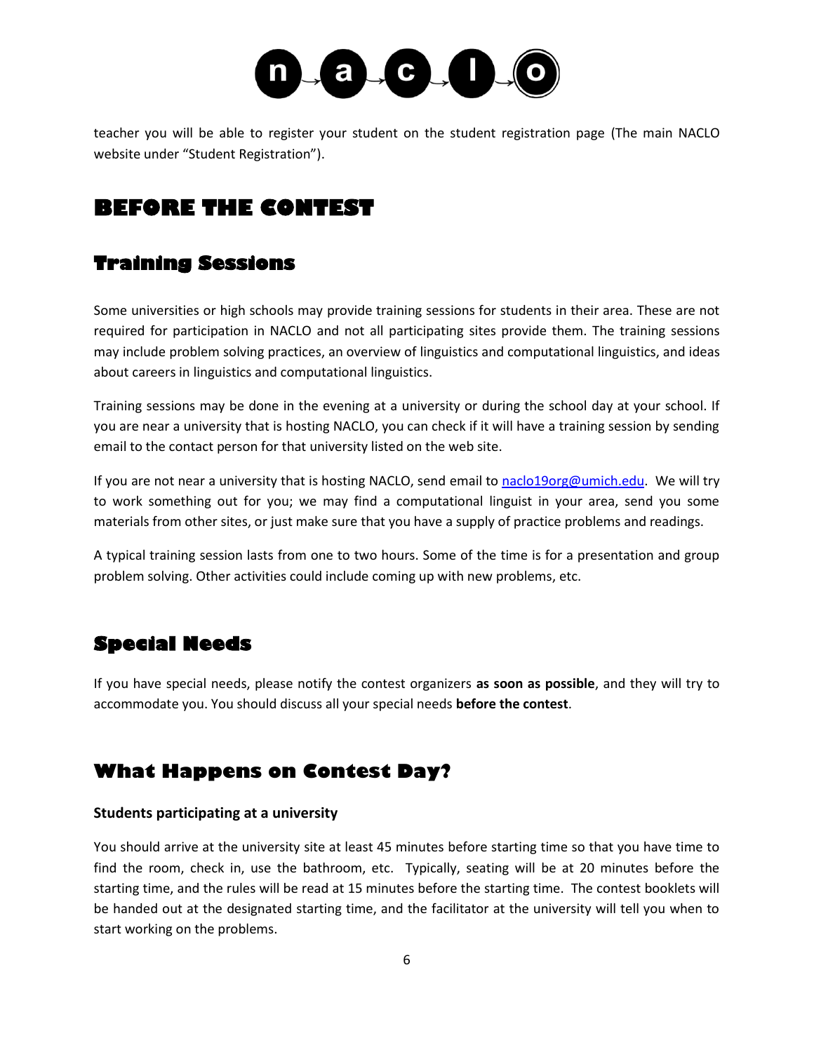teacher you will be able to register your student on the student registration page (The main NACLO website under "Student Registration").

# BEFORE THE CONTEST

## Training Sessions

Some universities or high schools may provide training sessions for students in their area. These are not required for participation in NACLO and not all participating sites provide them. The training sessions may include problem solving practices, an overview of linguistics and computational linguistics, and ideas about careers in linguistics and computational linguistics.

Training sessions may be done in the evening at a university or during the school day at your school. If you are near a university that is hosting NACLO, you can check if it will have a training session by sending email to the contact person for that university listed on the web site.

If you are not near a university that is hosting NACLO, send email to naclo19org@umich.edu. We will try to work something out for you; we may find a computational linguist in your area, send you some materials from other sites, or just make sure that you have a supply of practice problems and readings.

A typical training session lasts from one to two hours. Some of the time is for a presentation and group problem solving. Other activities could include coming up with new problems, etc.

## Special Needs

If you have special needs, please notify the contest organizers **as soon as possible**, and they will try to accommodate you. You should discuss all your special needs **before the contest**.

## What Happens on Contest Day?

### Students participating at a university

You should arrive at the university site at least 45 minutes before starting time so that you have time to find the room, check in, use the bathroom, etc. Typically, seating will be at 20 minutes before the starting time, and the rules will be read at 15 minutes before the starting time. The contest booklets will be handed out at the designated starting time, and the facilitator at the university will tell you when to start working on the problems.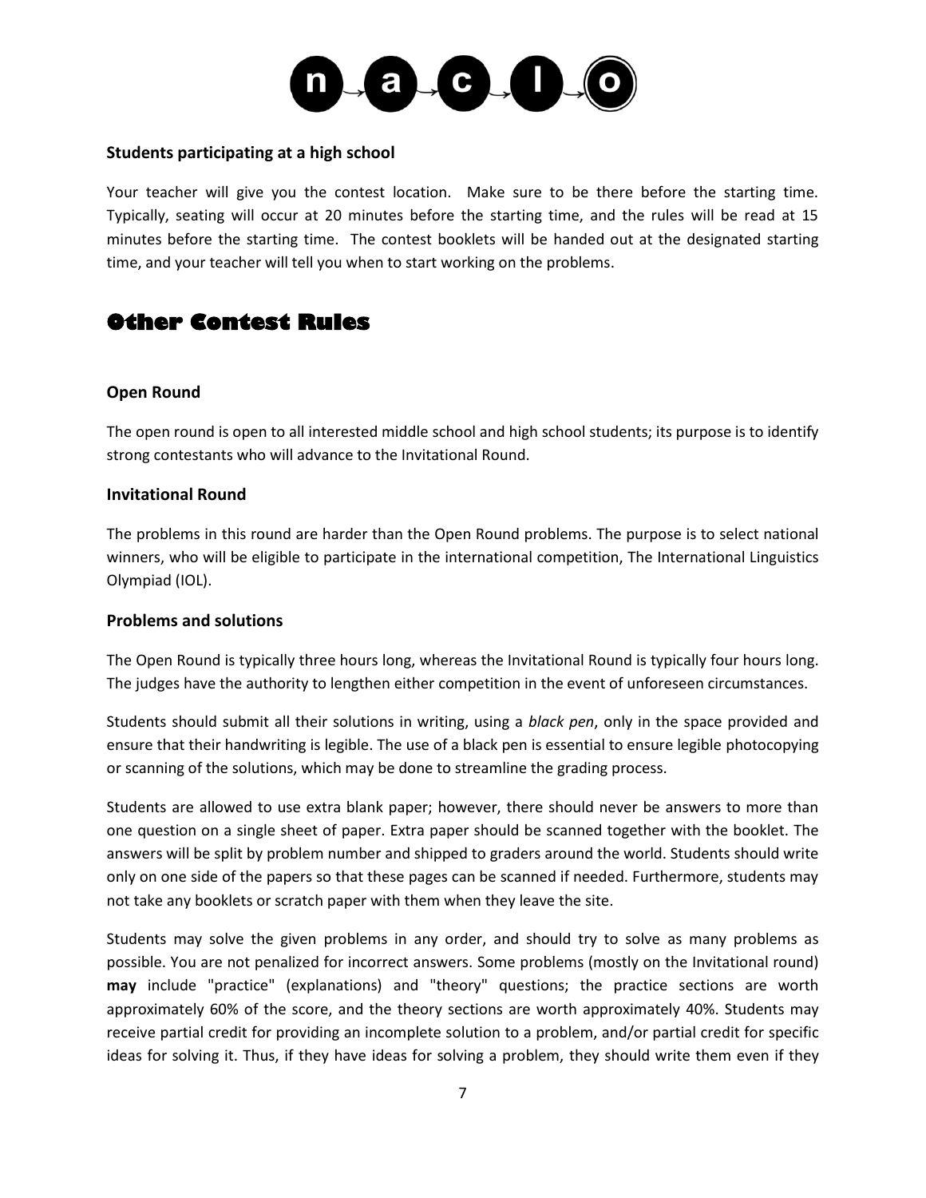### Students participating at a high school

Your teacher will give you the contest location. Make sure to be there before the starting time. Typically, seating will occur at 20 minutes before the starting time, and the rules will be read at 15 minutes before the starting time. The contest booklets will be handed out at the designated starting time, and your teacher will tell you when to start working on the problems.

## Other Contest Rules

### Open Round

The open round is open to all interested middle school and high school students; its purpose is to identify strong contestants who will advance to the Invitational Round.

### Invitational Round

The problems in this round are harder than the Open Round problems. The purpose is to select national winners, who will be eligible to participate in the international competition, The International Linguistics Olympiad (IOL).

### Problems and solutions

The Open Round is typically three hours long, whereas the Invitational Round is typically four hours long. The judges have the authority to lengthen either competition in the event of unforeseen circumstances.

Students should submit all their solutions in writing, using a *black pen*, only in the space provided and ensure that their handwriting is legible. The use of a black pen is essential to ensure legible photocopying or scanning of the solutions, which may be done to streamline the grading process.

Students are allowed to use extra blank paper; however, there should never be answers to more than one question on a single sheet of paper. Extra paper should be scanned together with the booklet. The answers will be split by problem number and shipped to graders around the world. Students should write only on one side of the papers so that these pages can be scanned if needed. Furthermore, students may not take any booklets or scratch paper with them when they leave the site.

Students may solve the given problems in any order, and should try to solve as many problems as possible. You are not penalized for incorrect answers. Some problems (mostly on the Invitational round) **may** include "practice" (explanations) and "theory" questions; the practice sections are worth approximately 60% of the score, and the theory sections are worth approximately 40%. Students may receive partial credit for providing an incomplete solution to a problem, and/or partial credit for specific ideas for solving it. Thus, if they have ideas for solving a problem, they should write them even if they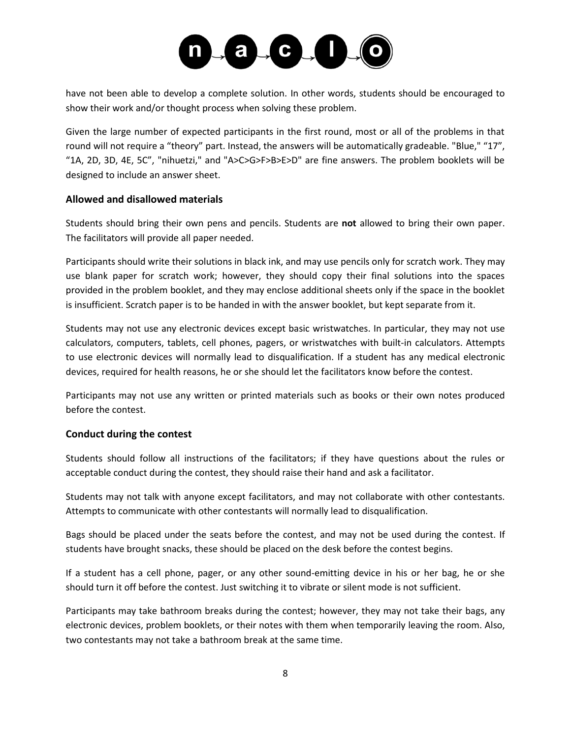have not been able to develop a complete solution. In other words, students should be encouraged to show their work and/or thought process when solving these problem.

Given the large number of expected participants in the first round, most or all of the problems in that round will not require a "theory" part. Instead, the answers will be automatically gradeable. "Blue," "17", "1A, 2D, 3D, 4E, 5C", "nihuetzi," and "A>C>G>F>B>E>D" are fine answers. The problem booklets will be designed to include an answer sheet.

### Allowed and disallowed materials

Students should bring their own pens and pencils. Students are **not** allowed to bring their own paper. The facilitators will provide all paper needed.

Participants should write their solutions in black ink, and may use pencils only for scratch work. They may use blank paper for scratch work; however, they should copy their final solutions into the spaces provided in the problem booklet, and they may enclose additional sheets only if the space in the booklet is insufficient. Scratch paper is to be handed in with the answer booklet, but kept separate from it.

Students may not use any electronic devices except basic wristwatches. In particular, they may not use calculators, computers, tablets, cell phones, pagers, or wristwatches with built-in calculators. Attempts to use electronic devices will normally lead to disqualification. If a student has any medical electronic devices, required for health reasons, he or she should let the facilitators know before the contest.

Participants may not use any written or printed materials such as books or their own notes produced before the contest.

### Conduct during the contest

Students should follow all instructions of the facilitators; if they have questions about the rules or acceptable conduct during the contest, they should raise their hand and ask a facilitator.

Students may not talk with anyone except facilitators, and may not collaborate with other contestants. Attempts to communicate with other contestants will normally lead to disqualification.

Bags should be placed under the seats before the contest, and may not be used during the contest. If students have brought snacks, these should be placed on the desk before the contest begins.

If a student has a cell phone, pager, or any other sound-emitting device in his or her bag, he or she should turn it off before the contest. Just switching it to vibrate or silent mode is not sufficient.

Participants may take bathroom breaks during the contest; however, they may not take their bags, any electronic devices, problem booklets, or their notes with them when temporarily leaving the room. Also, two contestants may not take a bathroom break at the same time.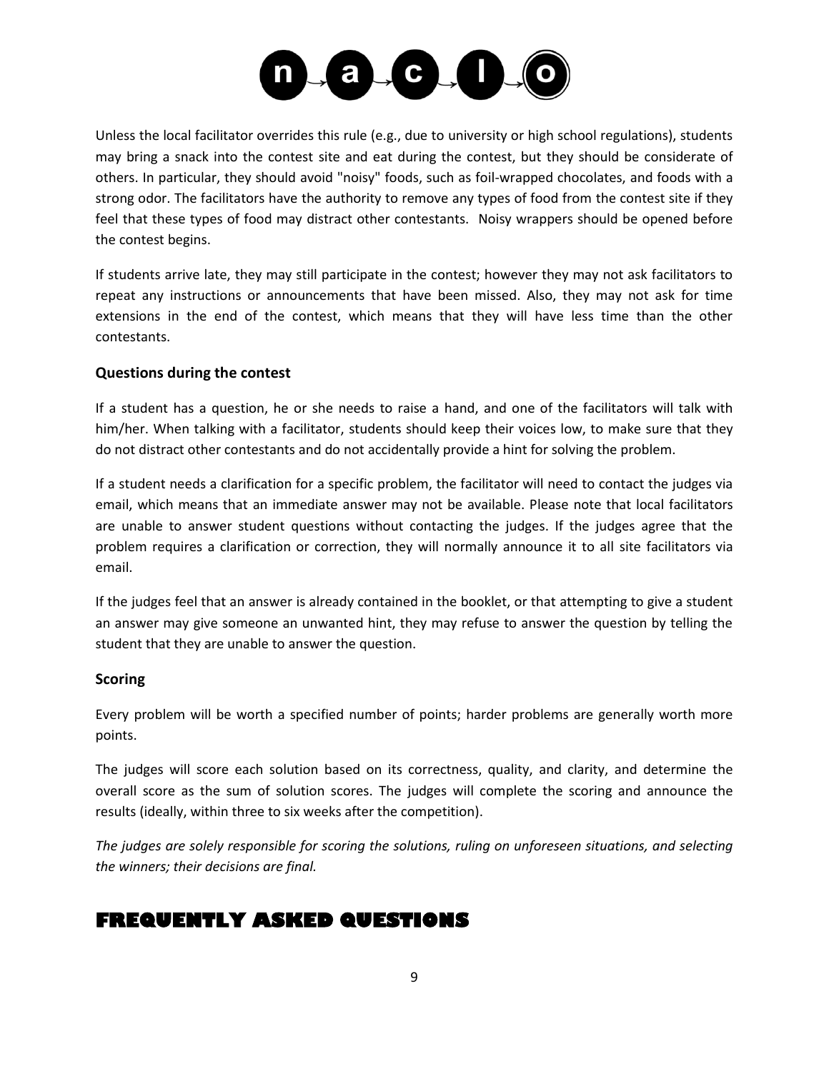Unless the local facilitator overrides this rule (e.g., due to university or high school regulations), students may bring a snack into the contest site and eat during the contest, but they should be considerate of others. In particular, they should avoid "noisy" foods, such as foil-wrapped chocolates, and foods with a strong odor. The facilitators have the authority to remove any types of food from the contest site if they feel that these types of food may distract other contestants. Noisy wrappers should be opened before the contest begins.

If students arrive late, they may still participate in the contest; however they may not ask facilitators to repeat any instructions or announcements that have been missed. Also, they may not ask for time extensions in the end of the contest, which means that they will have less time than the other contestants.

### Questions during the contest

If a student has a question, he or she needs to raise a hand, and one of the facilitators will talk with him/her. When talking with a facilitator, students should keep their voices low, to make sure that they do not distract other contestants and do not accidentally provide a hint for solving the problem.

If a student needs a clarification for a specific problem, the facilitator will need to contact the judges via email, which means that an immediate answer may not be available. Please note that local facilitators are unable to answer student questions without contacting the judges. If the judges agree that the problem requires a clarification or correction, they will normally announce it to all site facilitators via email.

If the judges feel that an answer is already contained in the booklet, or that attempting to give a student an answer may give someone an unwanted hint, they may refuse to answer the question by telling the student that they are unable to answer the question.

### Scoring

Every problem will be worth a specified number of points; harder problems are generally worth more points.

The judges will score each solution based on its correctness, quality, and clarity, and determine the overall score as the sum of solution scores. The judges will complete the scoring and announce the results (ideally, within three to six weeks after the competition).

*The judges are solely responsible for scoring the solutions, ruling on unforeseen situations, and selecting the winners; their decisions are final.*

## FREQUENTLY ASKED QUESTIONS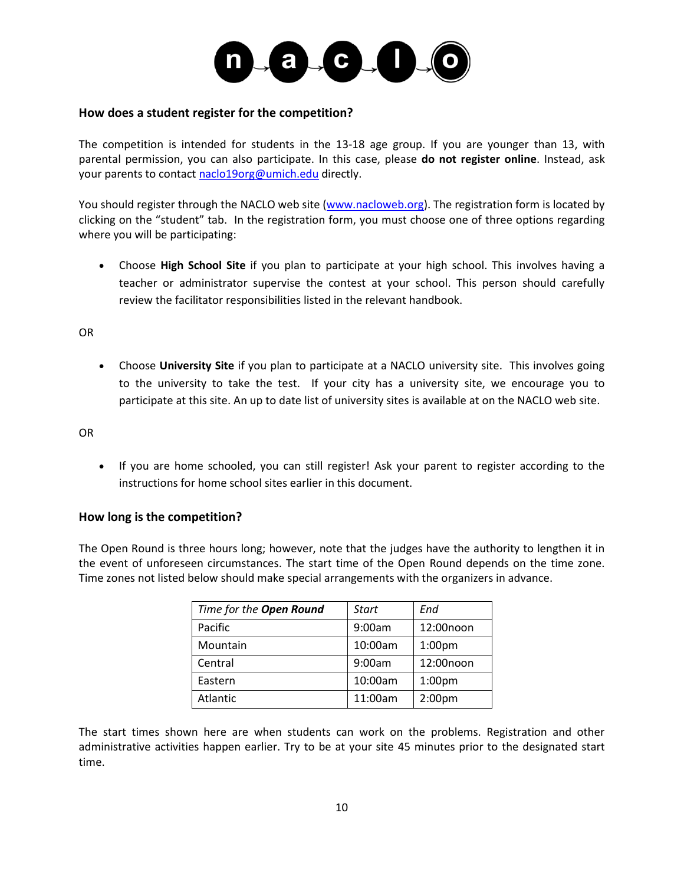## How does a student register for the competition?

The competition is intended for students in the 13-18 age group. If you are younger than 13, with parental permission, you can also participate. In this case, please **do not register online**. Instead, ask your parents to contact naclo19org@umich.edu directly.

You should register through the NACLO web site (www.nacloweb.org). The registration form is located by clicking on the "student" tab. In the registration form, you must choose one of three options regarding where you will be participating:

- Choose **High School Site** if you plan to participate at your high school. This involves having a teacher or administrator supervise the contest at your school. This person should carefully review the facilitator responsibilities listed in the relevant handbook.

OR

- Choose **University Site** if you plan to participate at a NACLO university site. This involves going to the university to take the test. If your city has a university site, we encourage you to participate at this site. An up to date list of university sites is available at on the NACLO web site.

OR

- If you are home schooled, you can still register! Ask your parent to register according to the instructions for home school sites earlier in this document.

## How long is the competition?

The Open Round is three hours long; however, note that the judges have the authority to lengthen it in the event of unforeseen circumstances. The start time of the Open Round depends on the time zone. Time zones not listed below should make special arrangements with the organizers in advance.

| *Time for the **Open Round*** | *Start* | *End* |
|---|---|---|
| Pacific | 9:00am | 12:00noon |
| Mountain | 10:00am | 1:00pm |
| Central | 9:00am | 12:00noon |
| Eastern | 10:00am | 1:00pm |
| Atlantic | 11:00am | 2:00pm |

The start times shown here are when students can work on the problems. Registration and other administrative activities happen earlier. Try to be at your site 45 minutes prior to the designated start time.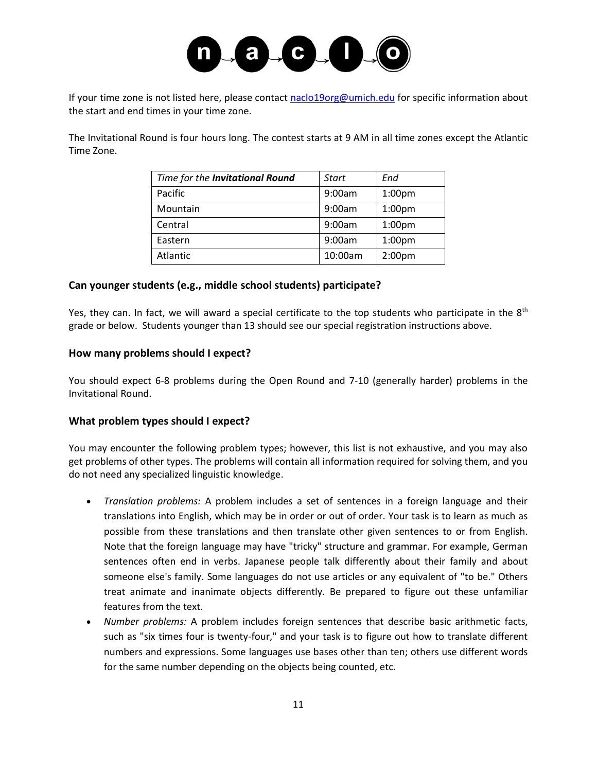If your time zone is not listed here, please contact naclo19org@umich.edu for specific information about the start and end times in your time zone.

The Invitational Round is four hours long. The contest starts at 9 AM in all time zones except the Atlantic Time Zone.

| *Time for the **Invitational Round*** | *Start* | *End* |
|---|---|---|
| Pacific | 9:00am | 1:00pm |
| Mountain | 9:00am | 1:00pm |
| Central | 9:00am | 1:00pm |
| Eastern | 9:00am | 1:00pm |
| Atlantic | 10:00am | 2:00pm |

### Can younger students (e.g., middle school students) participate?

Yes, they can. In fact, we will award a special certificate to the top students who participate in the 8th grade or below. Students younger than 13 should see our special registration instructions above.

### How many problems should I expect?

You should expect 6-8 problems during the Open Round and 7-10 (generally harder) problems in the Invitational Round.

### What problem types should I expect?

You may encounter the following problem types; however, this list is not exhaustive, and you may also get problems of other types. The problems will contain all information required for solving them, and you do not need any specialized linguistic knowledge.

- *Translation problems:* A problem includes a set of sentences in a foreign language and their translations into English, which may be in order or out of order. Your task is to learn as much as possible from these translations and then translate other given sentences to or from English. Note that the foreign language may have "tricky" structure and grammar. For example, German sentences often end in verbs. Japanese people talk differently about their family and about someone else's family. Some languages do not use articles or any equivalent of "to be." Others treat animate and inanimate objects differently. Be prepared to figure out these unfamiliar features from the text.
- *Number problems:* A problem includes foreign sentences that describe basic arithmetic facts, such as "six times four is twenty-four," and your task is to figure out how to translate different numbers and expressions. Some languages use bases other than ten; others use different words for the same number depending on the objects being counted, etc.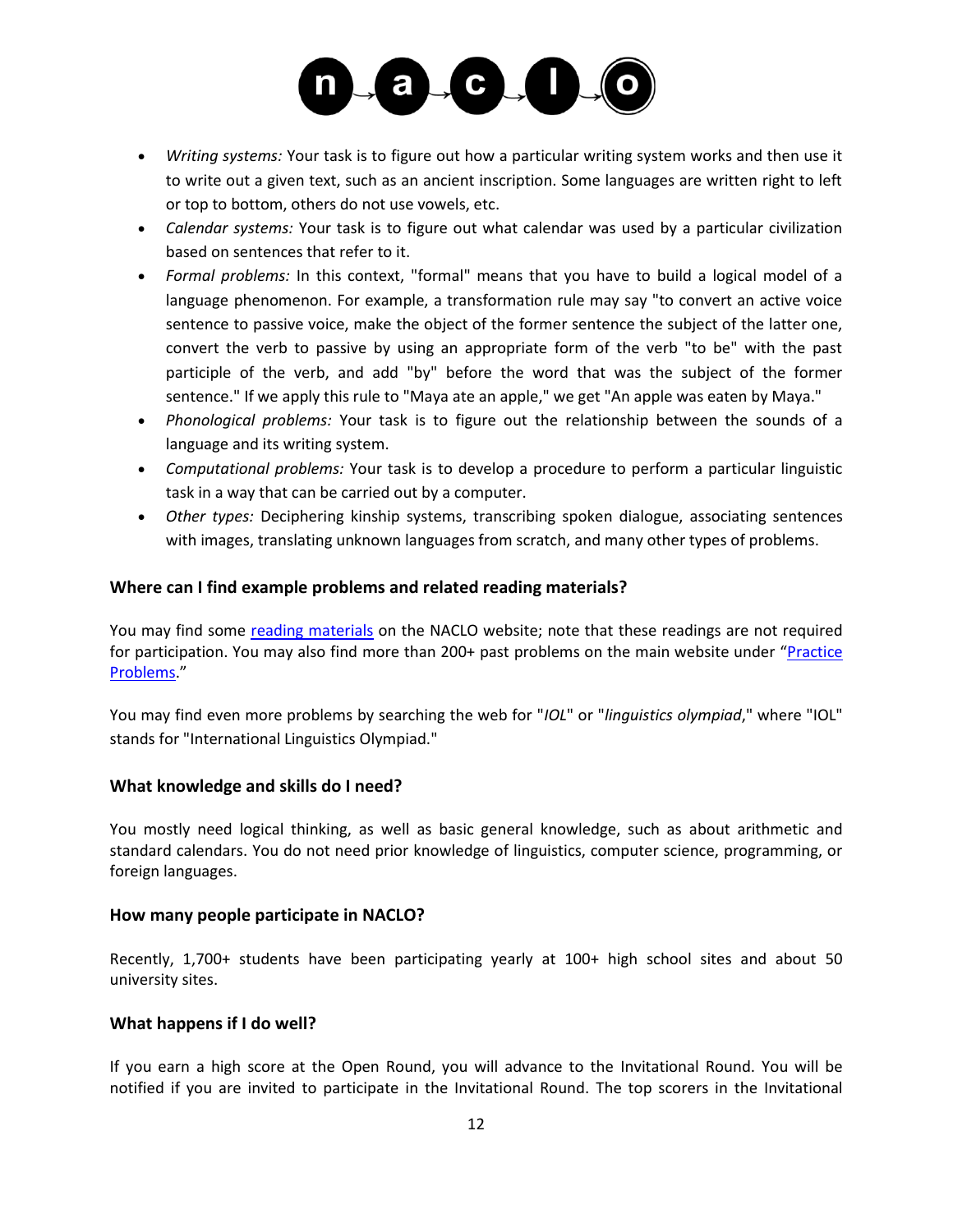- *Writing systems:* Your task is to figure out how a particular writing system works and then use it to write out a given text, such as an ancient inscription. Some languages are written right to left or top to bottom, others do not use vowels, etc.
- *Calendar systems:* Your task is to figure out what calendar was used by a particular civilization based on sentences that refer to it.
- *Formal problems:* In this context, "formal" means that you have to build a logical model of a language phenomenon. For example, a transformation rule may say "to convert an active voice sentence to passive voice, make the object of the former sentence the subject of the latter one, convert the verb to passive by using an appropriate form of the verb "to be" with the past participle of the verb, and add "by" before the word that was the subject of the former sentence." If we apply this rule to "Maya ate an apple," we get "An apple was eaten by Maya."
- *Phonological problems:* Your task is to figure out the relationship between the sounds of a language and its writing system.
- *Computational problems:* Your task is to develop a procedure to perform a particular linguistic task in a way that can be carried out by a computer.
- *Other types:* Deciphering kinship systems, transcribing spoken dialogue, associating sentences with images, translating unknown languages from scratch, and many other types of problems.

### Where can I find example problems and related reading materials?

You may find some reading materials on the NACLO website; note that these readings are not required for participation. You may also find more than 200+ past problems on the main website under "Practice Problems."

You may find even more problems by searching the web for "*IOL*" or "*linguistics olympiad*," where "IOL" stands for "International Linguistics Olympiad."

### What knowledge and skills do I need?

You mostly need logical thinking, as well as basic general knowledge, such as about arithmetic and standard calendars. You do not need prior knowledge of linguistics, computer science, programming, or foreign languages.

### How many people participate in NACLO?

Recently, 1,700+ students have been participating yearly at 100+ high school sites and about 50 university sites.

### What happens if I do well?

If you earn a high score at the Open Round, you will advance to the Invitational Round. You will be notified if you are invited to participate in the Invitational Round. The top scorers in the Invitational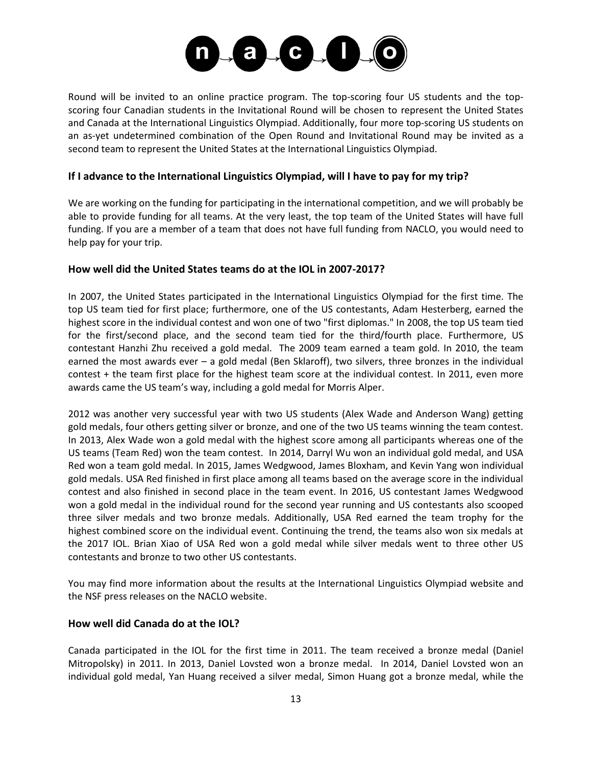Round will be invited to an online practice program. The top-scoring four US students and the top-scoring four Canadian students in the Invitational Round will be chosen to represent the United States and Canada at the International Linguistics Olympiad. Additionally, four more top-scoring US students on an as-yet undetermined combination of the Open Round and Invitational Round may be invited as a second team to represent the United States at the International Linguistics Olympiad.

### If I advance to the International Linguistics Olympiad, will I have to pay for my trip?

We are working on the funding for participating in the international competition, and we will probably be able to provide funding for all teams. At the very least, the top team of the United States will have full funding. If you are a member of a team that does not have full funding from NACLO, you would need to help pay for your trip.

### How well did the United States teams do at the IOL in 2007-2017?

In 2007, the United States participated in the International Linguistics Olympiad for the first time. The top US team tied for first place; furthermore, one of the US contestants, Adam Hesterberg, earned the highest score in the individual contest and won one of two "first diplomas." In 2008, the top US team tied for the first/second place, and the second team tied for the third/fourth place. Furthermore, US contestant Hanzhi Zhu received a gold medal. The 2009 team earned a team gold. In 2010, the team earned the most awards ever – a gold medal (Ben Sklaroff), two silvers, three bronzes in the individual contest + the team first place for the highest team score at the individual contest. In 2011, even more awards came the US team's way, including a gold medal for Morris Alper.

2012 was another very successful year with two US students (Alex Wade and Anderson Wang) getting gold medals, four others getting silver or bronze, and one of the two US teams winning the team contest. In 2013, Alex Wade won a gold medal with the highest score among all participants whereas one of the US teams (Team Red) won the team contest. In 2014, Darryl Wu won an individual gold medal, and USA Red won a team gold medal. In 2015, James Wedgwood, James Bloxham, and Kevin Yang won individual gold medals. USA Red finished in first place among all teams based on the average score in the individual contest and also finished in second place in the team event. In 2016, US contestant James Wedgwood won a gold medal in the individual round for the second year running and US contestants also scooped three silver medals and two bronze medals. Additionally, USA Red earned the team trophy for the highest combined score on the individual event. Continuing the trend, the teams also won six medals at the 2017 IOL. Brian Xiao of USA Red won a gold medal while silver medals went to three other US contestants and bronze to two other US contestants.

You may find more information about the results at the International Linguistics Olympiad website and the NSF press releases on the NACLO website.

### How well did Canada do at the IOL?

Canada participated in the IOL for the first time in 2011. The team received a bronze medal (Daniel Mitropolsky) in 2011. In 2013, Daniel Lovsted won a bronze medal. In 2014, Daniel Lovsted won an individual gold medal, Yan Huang received a silver medal, Simon Huang got a bronze medal, while the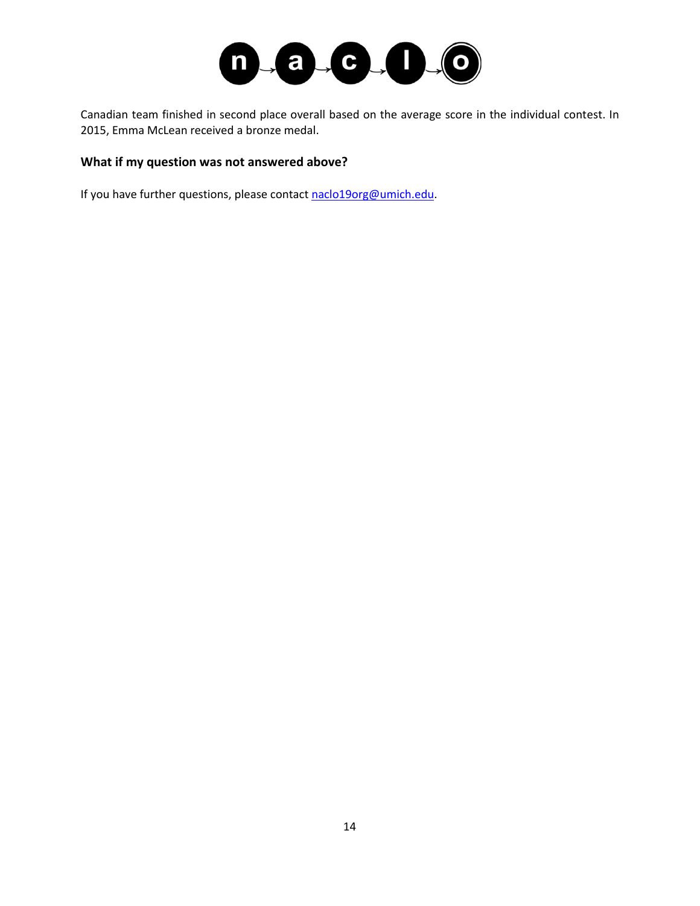Canadian team finished in second place overall based on the average score in the individual contest. In 2015, Emma McLean received a bronze medal.

### What if my question was not answered above?

If you have further questions, please contact naclo19org@umich.edu.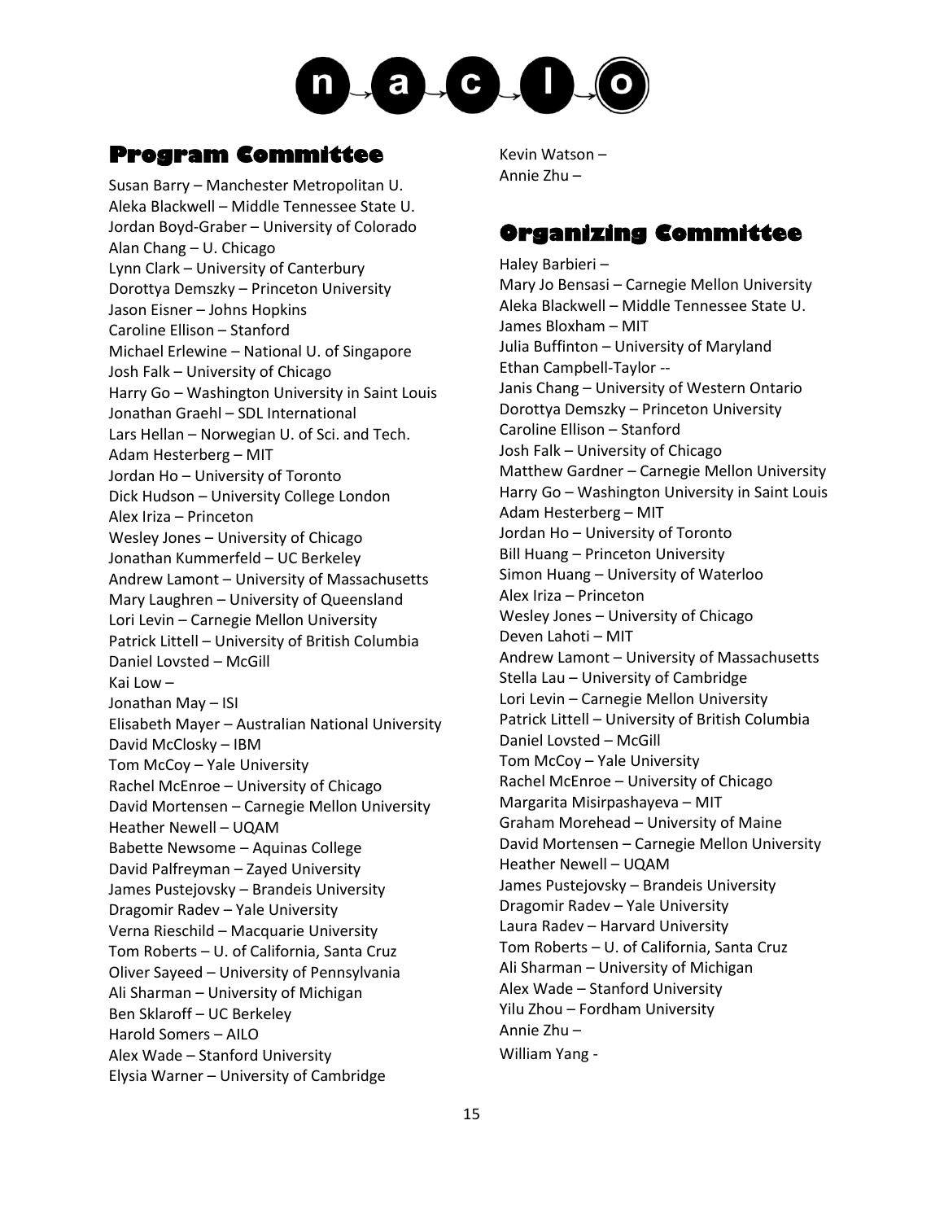## Program Committee

Susan Barry – Manchester Metropolitan U.
Aleka Blackwell – Middle Tennessee State U.
Jordan Boyd-Graber – University of Colorado
Alan Chang – U. Chicago
Lynn Clark – University of Canterbury
Dorottya Demszky – Princeton University
Jason Eisner – Johns Hopkins
Caroline Ellison – Stanford
Michael Erlewine – National U. of Singapore
Josh Falk – University of Chicago
Harry Go – Washington University in Saint Louis
Jonathan Graehl – SDL International
Lars Hellan – Norwegian U. of Sci. and Tech.
Adam Hesterberg – MIT
Jordan Ho – University of Toronto
Dick Hudson – University College London
Alex Iriza – Princeton
Wesley Jones – University of Chicago
Jonathan Kummerfeld – UC Berkeley
Andrew Lamont – University of Massachusetts
Mary Laughren – University of Queensland
Lori Levin – Carnegie Mellon University
Patrick Littell – University of British Columbia
Daniel Lovsted – McGill
Kai Low –
Jonathan May – ISI
Elisabeth Mayer – Australian National University
David McClosky – IBM
Tom McCoy – Yale University
Rachel McEnroe – University of Chicago
David Mortensen – Carnegie Mellon University
Heather Newell – UQAM
Babette Newsome – Aquinas College
David Palfreyman – Zayed University
James Pustejovsky – Brandeis University
Dragomir Radev – Yale University
Verna Rieschild – Macquarie University
Tom Roberts – U. of California, Santa Cruz
Oliver Sayeed – University of Pennsylvania
Ali Sharman – University of Michigan
Ben Sklaroff – UC Berkeley
Harold Somers – AILO
Alex Wade – Stanford University
Elysia Warner – University of Cambridge
Kevin Watson –
Annie Zhu –

## Organizing Committee

Haley Barbieri –
Mary Jo Bensasi – Carnegie Mellon University
Aleka Blackwell – Middle Tennessee State U.
James Bloxham – MIT
Julia Buffinton – University of Maryland
Ethan Campbell-Taylor --
Janis Chang – University of Western Ontario
Dorottya Demszky – Princeton University
Caroline Ellison – Stanford
Josh Falk – University of Chicago
Matthew Gardner – Carnegie Mellon University
Harry Go – Washington University in Saint Louis
Adam Hesterberg – MIT
Jordan Ho – University of Toronto
Bill Huang – Princeton University
Simon Huang – University of Waterloo
Alex Iriza – Princeton
Wesley Jones – University of Chicago
Deven Lahoti – MIT
Andrew Lamont – University of Massachusetts
Stella Lau – University of Cambridge
Lori Levin – Carnegie Mellon University
Patrick Littell – University of British Columbia
Daniel Lovsted – McGill
Tom McCoy – Yale University
Rachel McEnroe – University of Chicago
Margarita Misirpashayeva – MIT
Graham Morehead – University of Maine
David Mortensen – Carnegie Mellon University
Heather Newell – UQAM
James Pustejovsky – Brandeis University
Dragomir Radev – Yale University
Laura Radev – Harvard University
Tom Roberts – U. of California, Santa Cruz
Ali Sharman – University of Michigan
Alex Wade – Stanford University
Yilu Zhou – Fordham University
Annie Zhu –
William Yang -